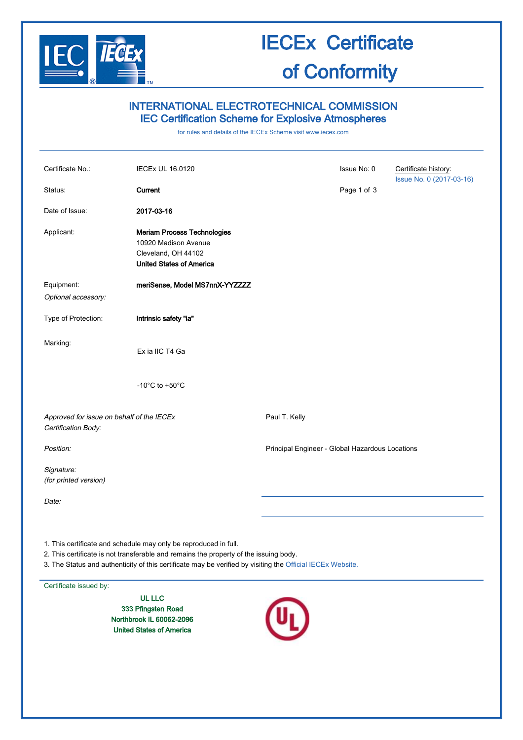# IECEx Certificate of Conformity

## INTERNATIONAL ELECTROTECHNICAL COMMISSION
## IEC Certification Scheme for Explosive Atmospheres

for rules and details of the IECEx Scheme visit www.iecex.com

| | | | |
|---|---|---|---|
| Certificate No.: | IECEx UL 16.0120 | Issue No: 0 | Certificate history: Issue No. 0 (2017-03-16) |
| Status: | **Current** | | |
| Date of Issue: | **2017-03-16** | | |
| Applicant: | **Meriam Process Technologies**<br>10920 Madison Avenue<br>Cleveland, OH 44102<br>**United States of America** | | |
| Equipment: | **meriSense, Model MS7nnX-YYZZZZ** | | |
| *Optional accessory:* | | | |
| Type of Protection: | **Intrinsic safety "ia"** | | |
| Marking: | Ex ia IIC T4 Ga<br><br>-10°C to +50°C | | |

*Approved for issue on behalf of the IECEx Certification Body:* Paul T. Kelly

*Position:* Principal Engineer - Global Hazardous Locations

*Signature:*
*(for printed version)*

*Date:*

1. This certificate and schedule may only be reproduced in full.
2. This certificate is not transferable and remains the property of the issuing body.
3. The Status and authenticity of this certificate may be verified by visiting the Official IECEx Website.

Certificate issued by:

**UL LLC**
**333 Pfingsten Road**
**Northbrook IL 60062-2096**
**United States of America**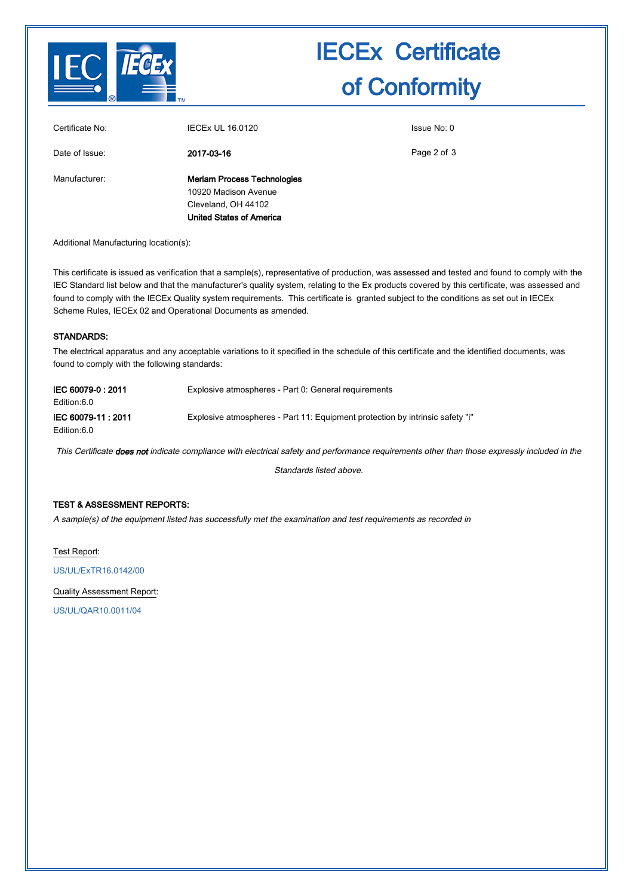# IECEx Certificate of Conformity

| | | |
|---|---|---|
| Certificate No: | IECEx UL 16.0120 | Issue No: 0 |
| Date of Issue: | **2017-03-16** | |
| Manufacturer: | **Meriam Process Technologies**<br>10920 Madison Avenue<br>Cleveland, OH 44102<br>**United States of America** | |

Additional Manufacturing location(s):

This certificate is issued as verification that a sample(s), representative of production, was assessed and tested and found to comply with the IEC Standard list below and that the manufacturer's quality system, relating to the Ex products covered by this certificate, was assessed and found to comply with the IECEx Quality system requirements. This certificate is granted subject to the conditions as set out in IECEx Scheme Rules, IECEx 02 and Operational Documents as amended.

## STANDARDS:

The electrical apparatus and any acceptable variations to it specified in the schedule of this certificate and the identified documents, was found to comply with the following standards:

| | |
|---|---|
| **IEC 60079-0 : 2011**<br>Edition:6.0 | Explosive atmospheres - Part 0: General requirements |
| **IEC 60079-11 : 2011**<br>Edition:6.0 | Explosive atmospheres - Part 11: Equipment protection by intrinsic safety "i" |

*This Certificate **does not** indicate compliance with electrical safety and performance requirements other than those expressly included in the Standards listed above.*

## TEST & ASSESSMENT REPORTS:

*A sample(s) of the equipment listed has successfully met the examination and test requirements as recorded in*

Test Report:

US/UL/ExTR16.0142/00

Quality Assessment Report:

US/UL/QAR10.0011/04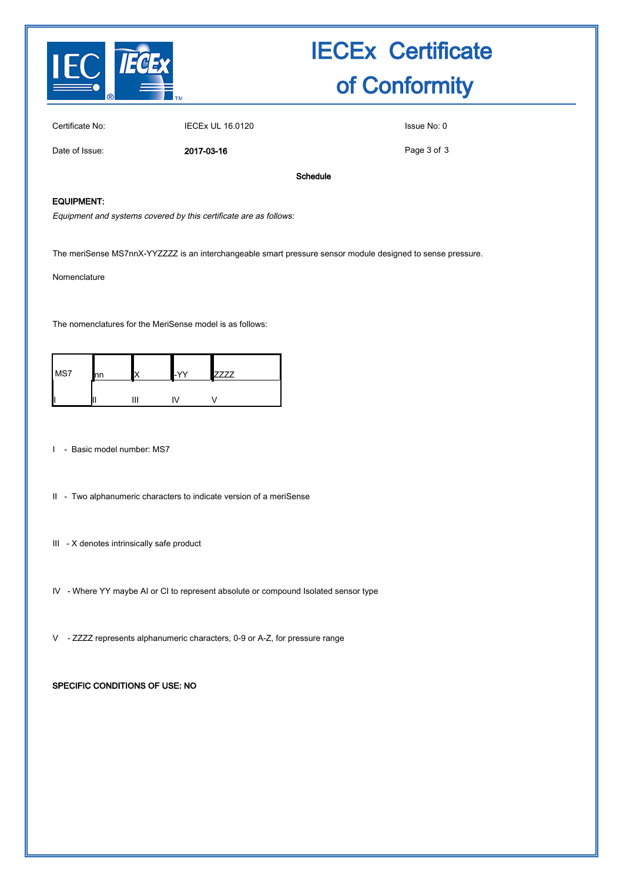# IECEx Certificate of Conformity

Certificate No: IECEx UL 16.0120

Issue No: 0

Date of Issue: **2017-03-16**

**Schedule**

**EQUIPMENT:**

*Equipment and systems covered by this certificate are as follows:*

The meriSense MS7nnX-YYZZZZ is an interchangeable smart pressure sensor module designed to sense pressure.

Nomenclature

The nomenclatures for the MeriSense model is as follows:

| | | | | |
|---|---|---|---|---|
| MS7 | nn | X | -YY | ZZZZ |
| I | II | III | IV | V |

I - Basic model number: MS7

II - Two alphanumeric characters to indicate version of a meriSense

III - X denotes intrinsically safe product

IV - Where YY maybe AI or CI to represent absolute or compound Isolated sensor type

V - ZZZZ represents alphanumeric characters, 0-9 or A-Z, for pressure range

**SPECIFIC CONDITIONS OF USE: NO**